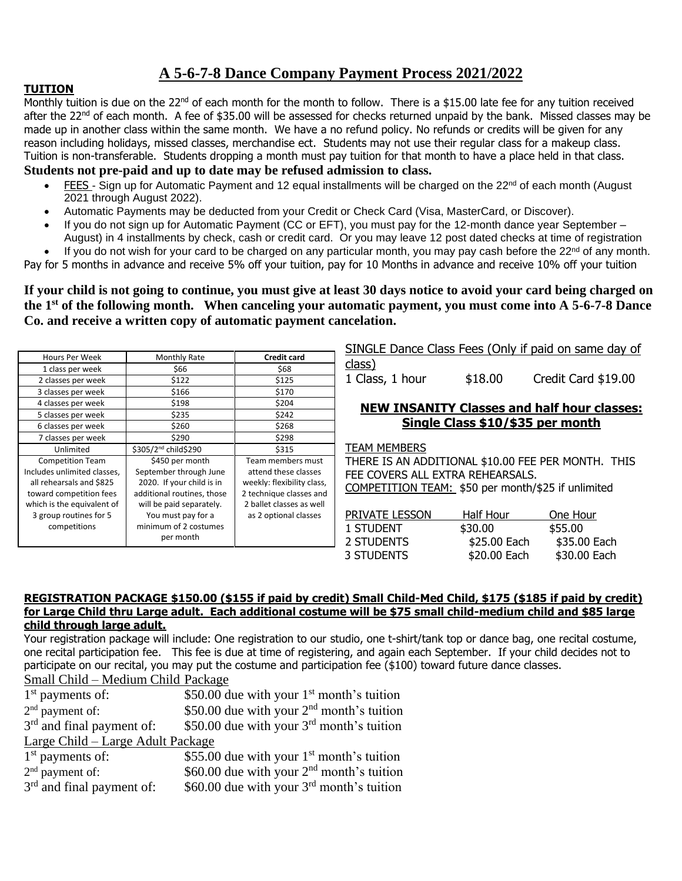# A 5-6-7-8 Dance Company Payment Process 2021/2022

## TUITION

Monthly tuition is due on the 22nd of each month for the month to follow. There is a $15.00 late fee for any tuition received after the 22nd of each month. A fee of $35.00 will be assessed for checks returned unpaid by the bank. Missed classes may be made up in another class within the same month. We have a no refund policy. No refunds or credits will be given for any reason including holidays, missed classes, merchandise ect. Students may not use their regular class for a makeup class. Tuition is non-transferable. Students dropping a month must pay tuition for that month to have a place held in that class.

**Students not pre-paid and up to date may be refused admission to class.**

- FEES - Sign up for Automatic Payment and 12 equal installments will be charged on the 22nd of each month (August 2021 through August 2022).
- Automatic Payments may be deducted from your Credit or Check Card (Visa, MasterCard, or Discover).
- If you do not sign up for Automatic Payment (CC or EFT), you must pay for the 12-month dance year September – August) in 4 installments by check, cash or credit card. Or you may leave 12 post dated checks at time of registration
- If you do not wish for your card to be charged on any particular month, you may pay cash before the 22nd of any month.

Pay for 5 months in advance and receive 5% off your tuition, pay for 10 Months in advance and receive 10% off your tuition

**If your child is not going to continue, you must give at least 30 days notice to avoid your card being charged on the 1st of the following month. When canceling your automatic payment, you must come into A 5-6-7-8 Dance Co. and receive a written copy of automatic payment cancelation.**

| Hours Per Week | Monthly Rate | **Credit card** |
|---|---|---|
| 1 class per week | $66 | $68 |
| 2 classes per week | $122 | $125 |
| 3 classes per week | $166 | $170 |
| 4 classes per week | $198 | $204 |
| 5 classes per week | $235 | $242 |
| 6 classes per week | $260 | $268 |
| 7 classes per week | $290 | $298 |
| Unlimited | $305/2nd child$290 | $315 |
| Competition Team Includes unlimited classes, all rehearsals and $825 toward competition fees which is the equivalent of 3 group routines for 5 competitions | $450 per month September through June 2020. If your child is in additional routines, those will be paid separately. You must pay for a minimum of 2 costumes per month | Team members must attend these classes weekly: flexibility class, 2 technique classes and 2 ballet classes as well as 2 optional classes |

SINGLE Dance Class Fees (Only if paid on same day of class)

1 Class, 1 hour $18.00 Credit Card $19.00

**NEW INSANITY Classes and half hour classes: Single Class $10/$35 per month**

TEAM MEMBERS

THERE IS AN ADDITIONAL $10.00 FEE PER MONTH. THIS FEE COVERS ALL EXTRA REHEARSALS.

COMPETITION TEAM: $50 per month/$25 if unlimited

| PRIVATE LESSON | Half Hour | One Hour |
|---|---|---|
| 1 STUDENT | $30.00 | $55.00 |
| 2 STUDENTS | $25.00 Each | $35.00 Each |
| 3 STUDENTS | $20.00 Each | $30.00 Each |

**REGISTRATION PACKAGE $150.00 ($155 if paid by credit) Small Child-Med Child, $175 ($185 if paid by credit) for Large Child thru Large adult. Each additional costume will be $75 small child-medium child and $85 large child through large adult.**

Your registration package will include: One registration to our studio, one t-shirt/tank top or dance bag, one recital costume, one recital participation fee. This fee is due at time of registering, and again each September. If your child decides not to participate on our recital, you may put the costume and participation fee ($100) toward future dance classes.

Small Child – Medium Child Package

| | |
|---|---|
| 1st payments of: | $50.00 due with your 1st month's tuition |
| 2nd payment of: | $50.00 due with your 2nd month's tuition |
| 3rd and final payment of: | $50.00 due with your 3rd month's tuition |

Large Child – Large Adult Package

| | |
|---|---|
| 1st payments of: | $55.00 due with your 1st month's tuition |
| 2nd payment of: | $60.00 due with your 2nd month's tuition |
| 3rd and final payment of: | $60.00 due with your 3rd month's tuition |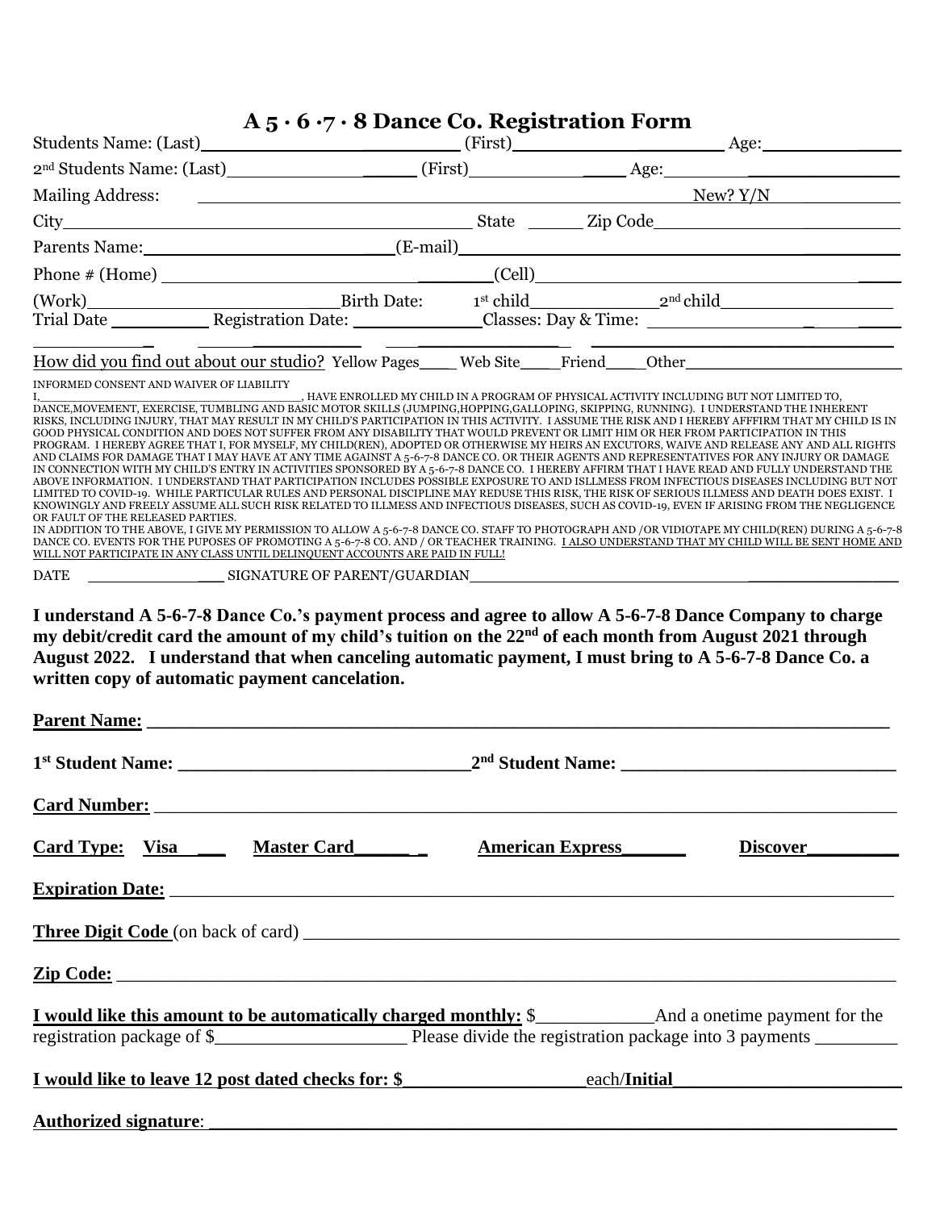# A 5 · 6 ·7 · 8 Dance Co. Registration Form

Students Name: (Last)_________________________ (First)___________________ Age:_____________

2nd Students Name: (Last)___________________ (First)_______________ Age:_____________________

Mailing Address: ______________________________________________ New? Y/N ___________

City_________________________________________ State ______ Zip Code________________________

Parents Name:_________________________(E-mail)____________________________________________

Phone # (Home) ______________________________(Cell)______________________________________

(Work)___________________________Birth Date: 1st child______________2nd child________________

Trial Date __________ Registration Date: ____________Classes: Day & Time: _____________________

____________ _____________ _______________ ____________________________

How did you find out about our studio? Yellow Pages____ Web Site____Friend____Other____________________

INFORMED CONSENT AND WAIVER OF LIABILITY

I,____________________________________, HAVE ENROLLED MY CHILD IN A PROGRAM OF PHYSICAL ACTIVITY INCLUDING BUT NOT LIMITED TO, DANCE,MOVEMENT, EXERCISE, TUMBLING AND BASIC MOTOR SKILLS (JUMPING,HOPPING,GALLOPING, SKIPPING, RUNNING). I UNDERSTAND THE INHERENT RISKS, INCLUDING INJURY, THAT MAY RESULT IN MY CHILD'S PARTICIPATION IN THIS ACTIVITY. I ASSUME THE RISK AND I HEREBY AFFFIRM THAT MY CHILD IS IN GOOD PHYSICAL CONDITION AND DOES NOT SUFFER FROM ANY DISABILITY THAT WOULD PREVENT OR LIMIT HIM OR HER FROM PARTICIPATION IN THIS PROGRAM. I HEREBY AGREE THAT I, FOR MYSELF, MY CHILD(REN), ADOPTED OR OTHERWISE MY HEIRS AN EXCUTORS, WAIVE AND RELEASE ANY AND ALL RIGHTS AND CLAIMS FOR DAMAGE THAT I MAY HAVE AT ANY TIME AGAINST A 5-6-7-8 DANCE CO. OR THEIR AGENTS AND REPRESENTATIVES FOR ANY INJURY OR DAMAGE IN CONNECTION WITH MY CHILD'S ENTRY IN ACTIVITIES SPONSORED BY A 5-6-7-8 DANCE CO. I HEREBY AFFIRM THAT I HAVE READ AND FULLY UNDERSTAND THE ABOVE INFORMATION. I UNDERSTAND THAT PARTICIPATION INCLUDES POSSIBLE EXPOSURE TO AND ISLLMESS FROM INFECTIOUS DISEASES INCLUDING BUT NOT LIMITED TO COVID-19. WHILE PARTICULAR RULES AND PERSONAL DISCIPLINE MAY REDUSE THIS RISK, THE RISK OF SERIOUS ILLMESS AND DEATH DOES EXIST. I KNOWINGLY AND FREELY ASSUME ALL SUCH RISK RELATED TO ILLMESS AND INFECTIOUS DISEASES, SUCH AS COVID-19, EVEN IF ARISING FROM THE NEGLIGENCE OR FAULT OF THE RELEASED PARTIES.

IN ADDITION TO THE ABOVE, I GIVE MY PERMISSION TO ALLOW A 5-6-7-8 DANCE CO. STAFF TO PHOTOGRAPH AND /OR VIDIOTAPE MY CHILD(REN) DURING A 5-6-7-8 DANCE CO. EVENTS FOR THE PUPOSES OF PROMOTING A 5-6-7-8 CO. AND / OR TEACHER TRAINING. I ALSO UNDERSTAND THAT MY CHILD WILL BE SENT HOME AND WILL NOT PARTICIPATE IN ANY CLASS UNTIL DELINQUENT ACCOUNTS ARE PAID IN FULL!

DATE _______________ SIGNATURE OF PARENT/GUARDIAN_______________________________________

**I understand A 5-6-7-8 Dance Co.'s payment process and agree to allow A 5-6-7-8 Dance Company to charge my debit/credit card the amount of my child's tuition on the 22nd of each month from August 2021 through August 2022. I understand that when canceling automatic payment, I must bring to A 5-6-7-8 Dance Co. a written copy of automatic payment cancelation.**

**Parent Name:** ____________________________________________________________________________

**1st Student Name:** _____________________________**2nd Student Name:** ____________________________

**Card Number:** ___________________________________________________________________________

**Card Type: Visa ___ Master Card______ _ American Express_______ Discover_________**

**Expiration Date:** ________________________________________________________________________

**Three Digit Code** (on back of card) ____________________________________________________________

**Zip Code:** ______________________________________________________________________________

**I would like this amount to be automatically charged monthly:** $____________And a onetime payment for the registration package of $____________________ Please divide the registration package into 3 payments _________

**I would like to leave 12 post dated checks for: $**___________________each/**Initial**_______________________

**Authorized signature**: ____________________________________________________________________